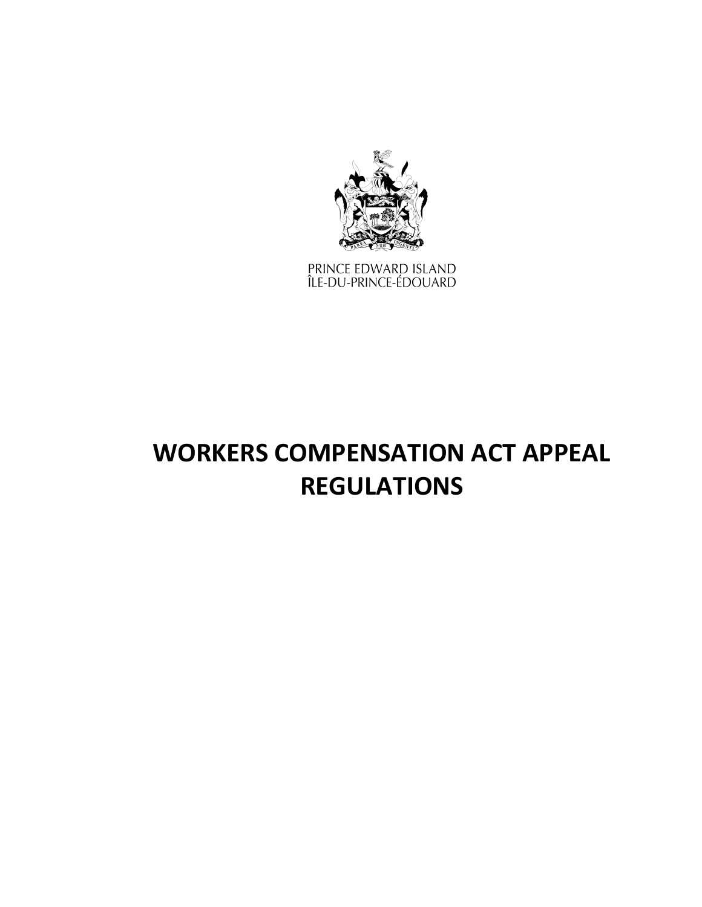PRINCE EDWARD ISLAND
ÎLE-DU-PRINCE-ÉDOUARD

# WORKERS COMPENSATION ACT APPEAL REGULATIONS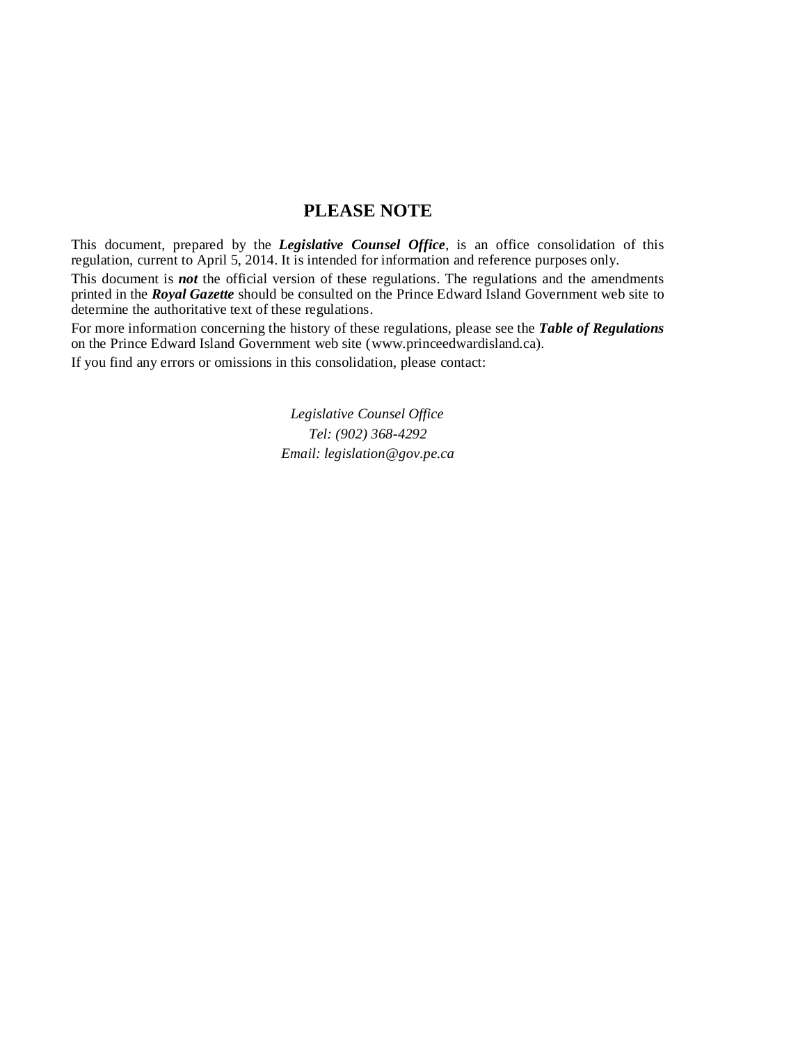## PLEASE NOTE

This document, prepared by the ***Legislative Counsel Office***, is an office consolidation of this regulation, current to April 5, 2014. It is intended for information and reference purposes only.

This document is ***not*** the official version of these regulations. The regulations and the amendments printed in the ***Royal Gazette*** should be consulted on the Prince Edward Island Government web site to determine the authoritative text of these regulations.

For more information concerning the history of these regulations, please see the ***Table of Regulations*** on the Prince Edward Island Government web site (www.princeedwardisland.ca).

If you find any errors or omissions in this consolidation, please contact:

*Legislative Counsel Office*
*Tel: (902) 368-4292*
*Email: legislation@gov.pe.ca*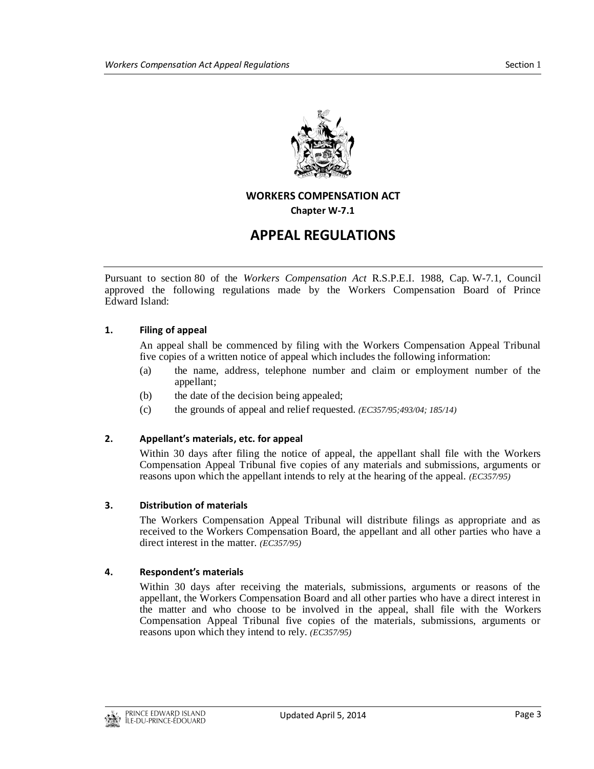**WORKERS COMPENSATION ACT**

**Chapter W-7.1**

# APPEAL REGULATIONS

Pursuant to section 80 of the *Workers Compensation Act* R.S.P.E.I. 1988, Cap. W-7.1, Council approved the following regulations made by the Workers Compensation Board of Prince Edward Island:

### 1. Filing of appeal

An appeal shall be commenced by filing with the Workers Compensation Appeal Tribunal five copies of a written notice of appeal which includes the following information:

(a) the name, address, telephone number and claim or employment number of the appellant;

(b) the date of the decision being appealed;

(c) the grounds of appeal and relief requested. *(EC357/95;493/04; 185/14)*

### 2. Appellant's materials, etc. for appeal

Within 30 days after filing the notice of appeal, the appellant shall file with the Workers Compensation Appeal Tribunal five copies of any materials and submissions, arguments or reasons upon which the appellant intends to rely at the hearing of the appeal. *(EC357/95)*

### 3. Distribution of materials

The Workers Compensation Appeal Tribunal will distribute filings as appropriate and as received to the Workers Compensation Board, the appellant and all other parties who have a direct interest in the matter. *(EC357/95)*

### 4. Respondent's materials

Within 30 days after receiving the materials, submissions, arguments or reasons of the appellant, the Workers Compensation Board and all other parties who have a direct interest in the matter and who choose to be involved in the appeal, shall file with the Workers Compensation Appeal Tribunal five copies of the materials, submissions, arguments or reasons upon which they intend to rely. *(EC357/95)*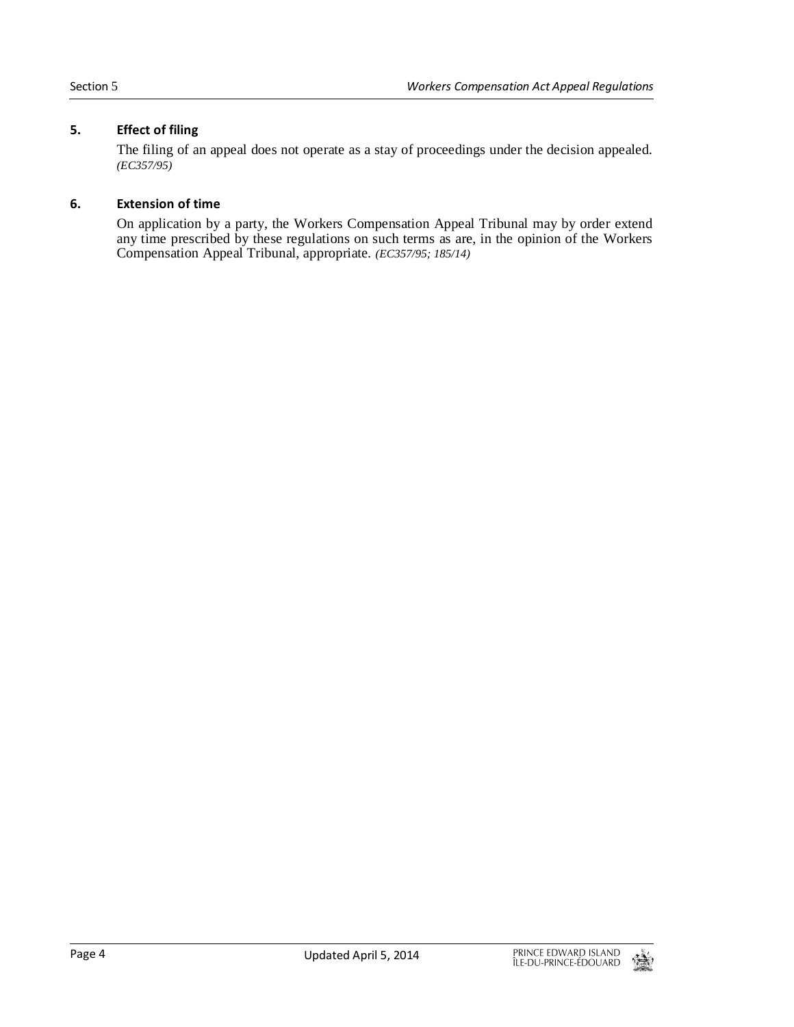### 5. Effect of filing

The filing of an appeal does not operate as a stay of proceedings under the decision appealed. *(EC357/95)*

### 6. Extension of time

On application by a party, the Workers Compensation Appeal Tribunal may by order extend any time prescribed by these regulations on such terms as are, in the opinion of the Workers Compensation Appeal Tribunal, appropriate. *(EC357/95; 185/14)*